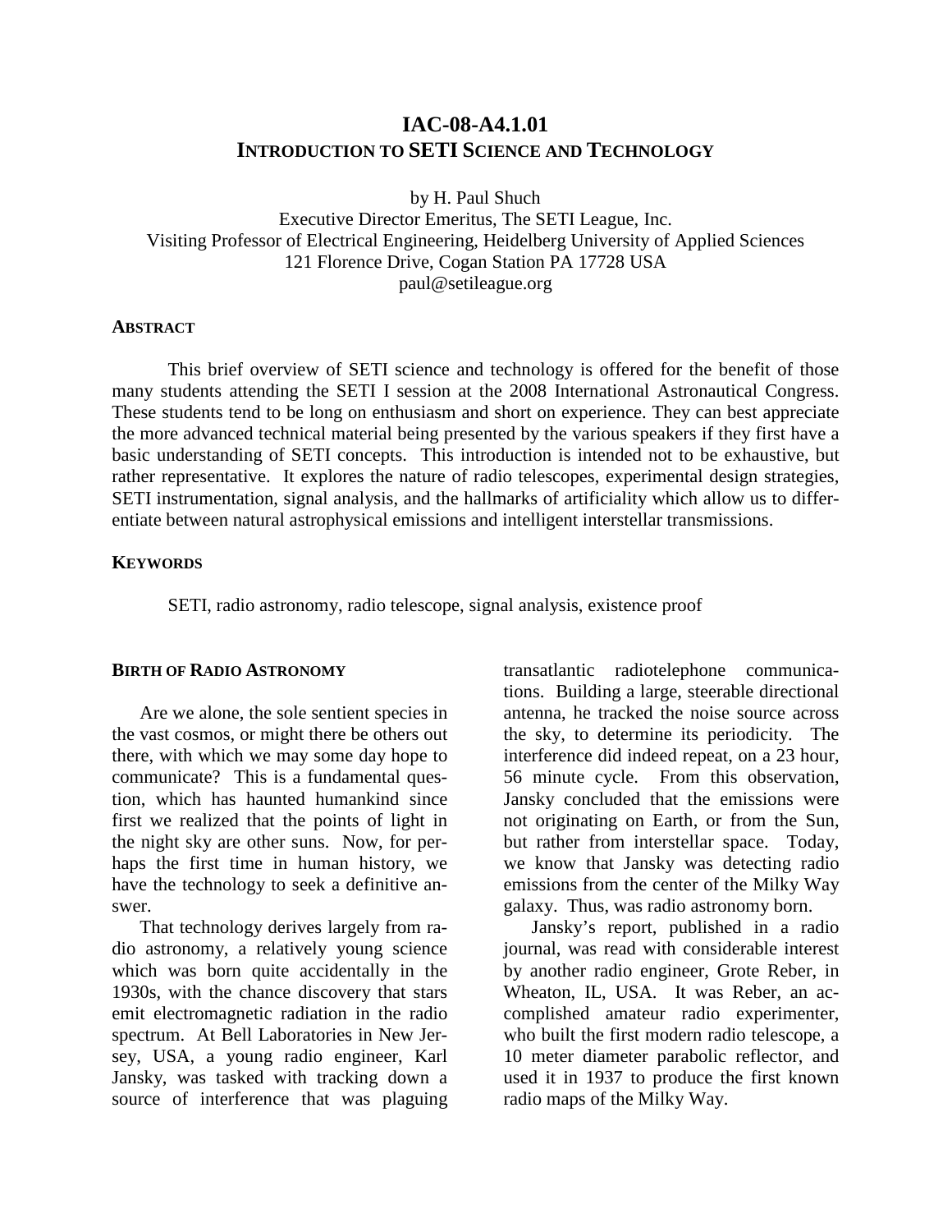# IAC-08-A4.1.01
# INTRODUCTION TO SETI SCIENCE AND TECHNOLOGY

by H. Paul Shuch
Executive Director Emeritus, The SETI League, Inc.
Visiting Professor of Electrical Engineering, Heidelberg University of Applied Sciences
121 Florence Drive, Cogan Station PA 17728 USA
paul@setileague.org

## ABSTRACT

This brief overview of SETI science and technology is offered for the benefit of those many students attending the SETI I session at the 2008 International Astronautical Congress. These students tend to be long on enthusiasm and short on experience. They can best appreciate the more advanced technical material being presented by the various speakers if they first have a basic understanding of SETI concepts. This introduction is intended not to be exhaustive, but rather representative. It explores the nature of radio telescopes, experimental design strategies, SETI instrumentation, signal analysis, and the hallmarks of artificiality which allow us to differentiate between natural astrophysical emissions and intelligent interstellar transmissions.

## KEYWORDS

SETI, radio astronomy, radio telescope, signal analysis, existence proof

## BIRTH OF RADIO ASTRONOMY

Are we alone, the sole sentient species in the vast cosmos, or might there be others out there, with which we may some day hope to communicate? This is a fundamental question, which has haunted humankind since first we realized that the points of light in the night sky are other suns. Now, for perhaps the first time in human history, we have the technology to seek a definitive answer.

That technology derives largely from radio astronomy, a relatively young science which was born quite accidentally in the 1930s, with the chance discovery that stars emit electromagnetic radiation in the radio spectrum. At Bell Laboratories in New Jersey, USA, a young radio engineer, Karl Jansky, was tasked with tracking down a source of interference that was plaguing transatlantic radiotelephone communications. Building a large, steerable directional antenna, he tracked the noise source across the sky, to determine its periodicity. The interference did indeed repeat, on a 23 hour, 56 minute cycle. From this observation, Jansky concluded that the emissions were not originating on Earth, or from the Sun, but rather from interstellar space. Today, we know that Jansky was detecting radio emissions from the center of the Milky Way galaxy. Thus, was radio astronomy born.

Jansky's report, published in a radio journal, was read with considerable interest by another radio engineer, Grote Reber, in Wheaton, IL, USA. It was Reber, an accomplished amateur radio experimenter, who built the first modern radio telescope, a 10 meter diameter parabolic reflector, and used it in 1937 to produce the first known radio maps of the Milky Way.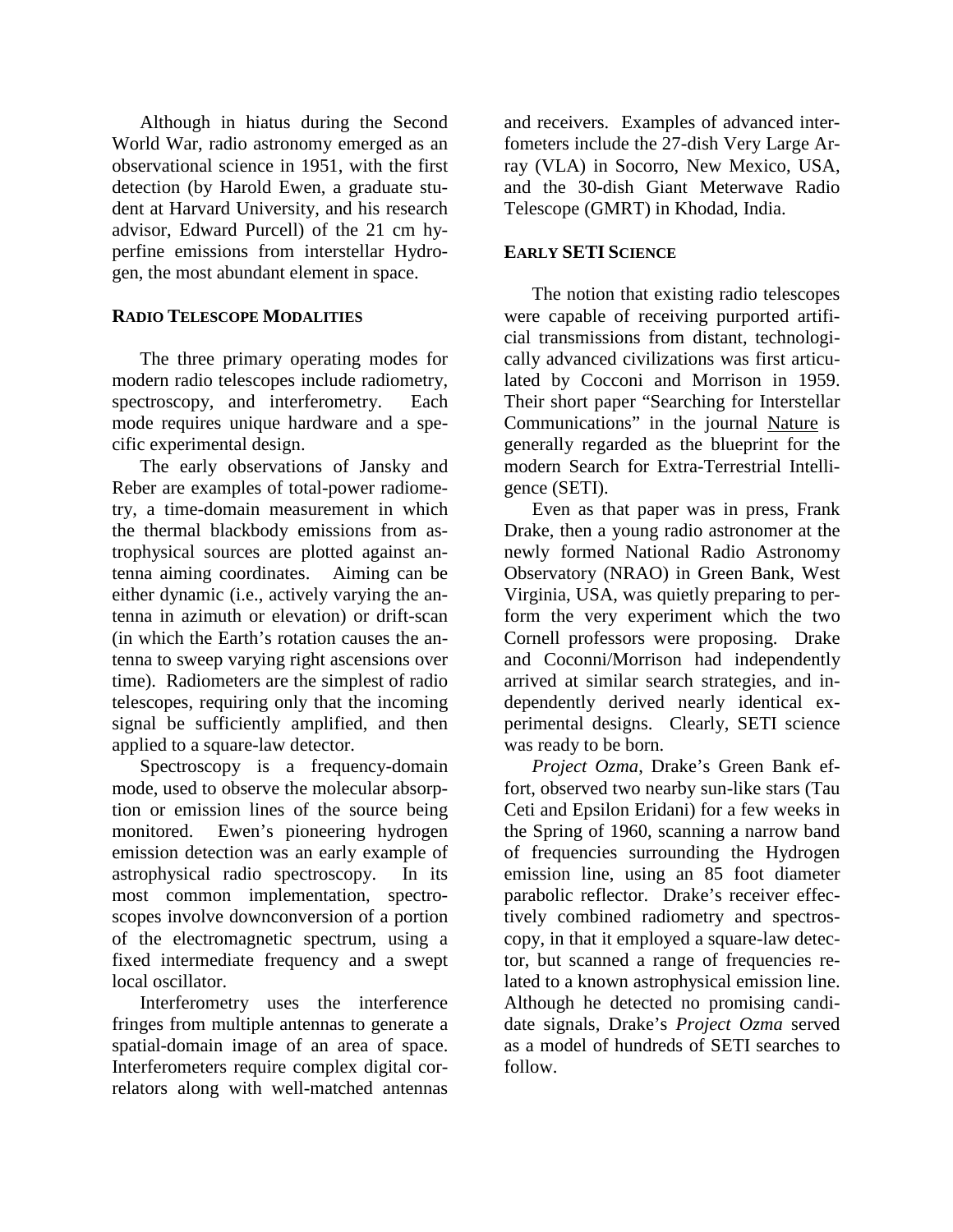Although in hiatus during the Second World War, radio astronomy emerged as an observational science in 1951, with the first detection (by Harold Ewen, a graduate student at Harvard University, and his research advisor, Edward Purcell) of the 21 cm hyperfine emissions from interstellar Hydrogen, the most abundant element in space.

## RADIO TELESCOPE MODALITIES

The three primary operating modes for modern radio telescopes include radiometry, spectroscopy, and interferometry. Each mode requires unique hardware and a specific experimental design.

The early observations of Jansky and Reber are examples of total-power radiometry, a time-domain measurement in which the thermal blackbody emissions from astrophysical sources are plotted against antenna aiming coordinates. Aiming can be either dynamic (i.e., actively varying the antenna in azimuth or elevation) or drift-scan (in which the Earth's rotation causes the antenna to sweep varying right ascensions over time). Radiometers are the simplest of radio telescopes, requiring only that the incoming signal be sufficiently amplified, and then applied to a square-law detector.

Spectroscopy is a frequency-domain mode, used to observe the molecular absorption or emission lines of the source being monitored. Ewen's pioneering hydrogen emission detection was an early example of astrophysical radio spectroscopy. In its most common implementation, spectroscopes involve downconversion of a portion of the electromagnetic spectrum, using a fixed intermediate frequency and a swept local oscillator.

Interferometry uses the interference fringes from multiple antennas to generate a spatial-domain image of an area of space. Interferometers require complex digital correlators along with well-matched antennas and receivers. Examples of advanced interfometers include the 27-dish Very Large Array (VLA) in Socorro, New Mexico, USA, and the 30-dish Giant Meterwave Radio Telescope (GMRT) in Khodad, India.

## EARLY SETI SCIENCE

The notion that existing radio telescopes were capable of receiving purported artificial transmissions from distant, technologically advanced civilizations was first articulated by Cocconi and Morrison in 1959. Their short paper "Searching for Interstellar Communications" in the journal Nature is generally regarded as the blueprint for the modern Search for Extra-Terrestrial Intelligence (SETI).

Even as that paper was in press, Frank Drake, then a young radio astronomer at the newly formed National Radio Astronomy Observatory (NRAO) in Green Bank, West Virginia, USA, was quietly preparing to perform the very experiment which the two Cornell professors were proposing. Drake and Coconni/Morrison had independently arrived at similar search strategies, and independently derived nearly identical experimental designs. Clearly, SETI science was ready to be born.

*Project Ozma*, Drake's Green Bank effort, observed two nearby sun-like stars (Tau Ceti and Epsilon Eridani) for a few weeks in the Spring of 1960, scanning a narrow band of frequencies surrounding the Hydrogen emission line, using an 85 foot diameter parabolic reflector. Drake's receiver effectively combined radiometry and spectroscopy, in that it employed a square-law detector, but scanned a range of frequencies related to a known astrophysical emission line. Although he detected no promising candidate signals, Drake's *Project Ozma* served as a model of hundreds of SETI searches to follow.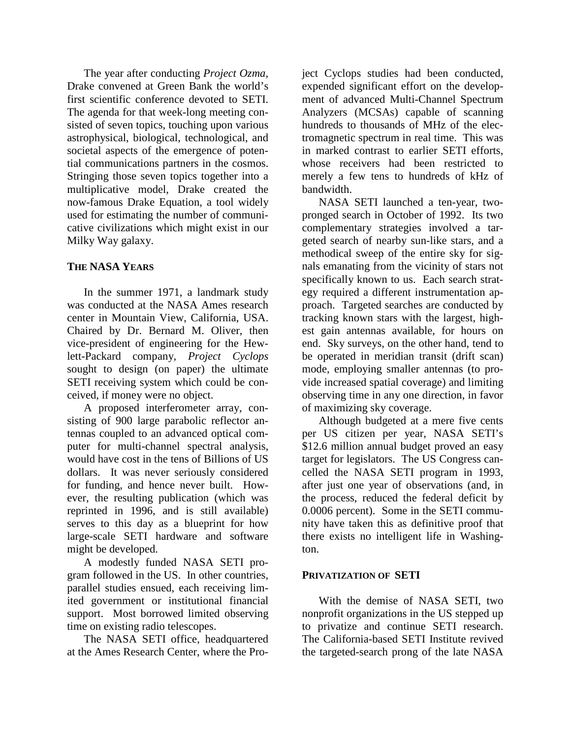The year after conducting *Project Ozma*, Drake convened at Green Bank the world's first scientific conference devoted to SETI. The agenda for that week-long meeting consisted of seven topics, touching upon various astrophysical, biological, technological, and societal aspects of the emergence of potential communications partners in the cosmos. Stringing those seven topics together into a multiplicative model, Drake created the now-famous Drake Equation, a tool widely used for estimating the number of communicative civilizations which might exist in our Milky Way galaxy.

## THE NASA YEARS

In the summer 1971, a landmark study was conducted at the NASA Ames research center in Mountain View, California, USA. Chaired by Dr. Bernard M. Oliver, then vice-president of engineering for the Hewlett-Packard company, *Project Cyclops* sought to design (on paper) the ultimate SETI receiving system which could be conceived, if money were no object.

A proposed interferometer array, consisting of 900 large parabolic reflector antennas coupled to an advanced optical computer for multi-channel spectral analysis, would have cost in the tens of Billions of US dollars. It was never seriously considered for funding, and hence never built. However, the resulting publication (which was reprinted in 1996, and is still available) serves to this day as a blueprint for how large-scale SETI hardware and software might be developed.

A modestly funded NASA SETI program followed in the US. In other countries, parallel studies ensued, each receiving limited government or institutional financial support. Most borrowed limited observing time on existing radio telescopes.

The NASA SETI office, headquartered at the Ames Research Center, where the Project Cyclops studies had been conducted, expended significant effort on the development of advanced Multi-Channel Spectrum Analyzers (MCSAs) capable of scanning hundreds to thousands of MHz of the electromagnetic spectrum in real time. This was in marked contrast to earlier SETI efforts, whose receivers had been restricted to merely a few tens to hundreds of kHz of bandwidth.

NASA SETI launched a ten-year, two-pronged search in October of 1992. Its two complementary strategies involved a targeted search of nearby sun-like stars, and a methodical sweep of the entire sky for signals emanating from the vicinity of stars not specifically known to us. Each search strategy required a different instrumentation approach. Targeted searches are conducted by tracking known stars with the largest, highest gain antennas available, for hours on end. Sky surveys, on the other hand, tend to be operated in meridian transit (drift scan) mode, employing smaller antennas (to provide increased spatial coverage) and limiting observing time in any one direction, in favor of maximizing sky coverage.

Although budgeted at a mere five cents per US citizen per year, NASA SETI's \$12.6 million annual budget proved an easy target for legislators. The US Congress cancelled the NASA SETI program in 1993, after just one year of observations (and, in the process, reduced the federal deficit by 0.0006 percent). Some in the SETI community have taken this as definitive proof that there exists no intelligent life in Washington.

## PRIVATIZATION OF SETI

With the demise of NASA SETI, two nonprofit organizations in the US stepped up to privatize and continue SETI research. The California-based SETI Institute revived the targeted-search prong of the late NASA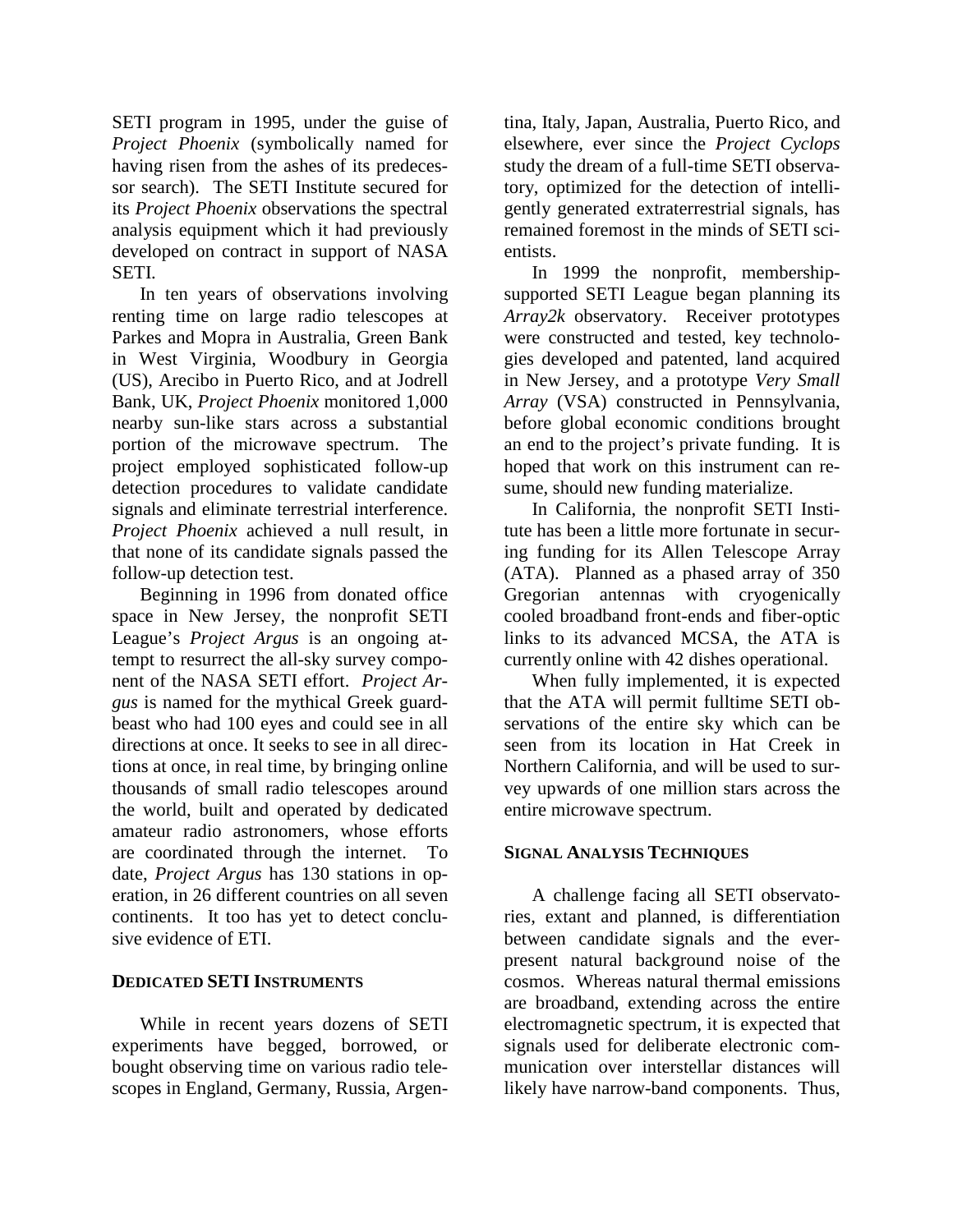SETI program in 1995, under the guise of *Project Phoenix* (symbolically named for having risen from the ashes of its predecessor search). The SETI Institute secured for its *Project Phoenix* observations the spectral analysis equipment which it had previously developed on contract in support of NASA SETI.

In ten years of observations involving renting time on large radio telescopes at Parkes and Mopra in Australia, Green Bank in West Virginia, Woodbury in Georgia (US), Arecibo in Puerto Rico, and at Jodrell Bank, UK, *Project Phoenix* monitored 1,000 nearby sun-like stars across a substantial portion of the microwave spectrum. The project employed sophisticated follow-up detection procedures to validate candidate signals and eliminate terrestrial interference. *Project Phoenix* achieved a null result, in that none of its candidate signals passed the follow-up detection test.

Beginning in 1996 from donated office space in New Jersey, the nonprofit SETI League's *Project Argus* is an ongoing attempt to resurrect the all-sky survey component of the NASA SETI effort. *Project Argus* is named for the mythical Greek guard-beast who had 100 eyes and could see in all directions at once. It seeks to see in all directions at once, in real time, by bringing online thousands of small radio telescopes around the world, built and operated by dedicated amateur radio astronomers, whose efforts are coordinated through the internet. To date, *Project Argus* has 130 stations in operation, in 26 different countries on all seven continents. It too has yet to detect conclusive evidence of ETI.

## DEDICATED SETI INSTRUMENTS

While in recent years dozens of SETI experiments have begged, borrowed, or bought observing time on various radio telescopes in England, Germany, Russia, Argentina, Italy, Japan, Australia, Puerto Rico, and elsewhere, ever since the *Project Cyclops* study the dream of a full-time SETI observatory, optimized for the detection of intelligently generated extraterrestrial signals, has remained foremost in the minds of SETI scientists.

In 1999 the nonprofit, membership-supported SETI League began planning its *Array2k* observatory. Receiver prototypes were constructed and tested, key technologies developed and patented, land acquired in New Jersey, and a prototype *Very Small Array* (VSA) constructed in Pennsylvania, before global economic conditions brought an end to the project's private funding. It is hoped that work on this instrument can resume, should new funding materialize.

In California, the nonprofit SETI Institute has been a little more fortunate in securing funding for its Allen Telescope Array (ATA). Planned as a phased array of 350 Gregorian antennas with cryogenically cooled broadband front-ends and fiber-optic links to its advanced MCSA, the ATA is currently online with 42 dishes operational.

When fully implemented, it is expected that the ATA will permit fulltime SETI observations of the entire sky which can be seen from its location in Hat Creek in Northern California, and will be used to survey upwards of one million stars across the entire microwave spectrum.

## SIGNAL ANALYSIS TECHNIQUES

A challenge facing all SETI observatories, extant and planned, is differentiation between candidate signals and the ever-present natural background noise of the cosmos. Whereas natural thermal emissions are broadband, extending across the entire electromagnetic spectrum, it is expected that signals used for deliberate electronic communication over interstellar distances will likely have narrow-band components. Thus,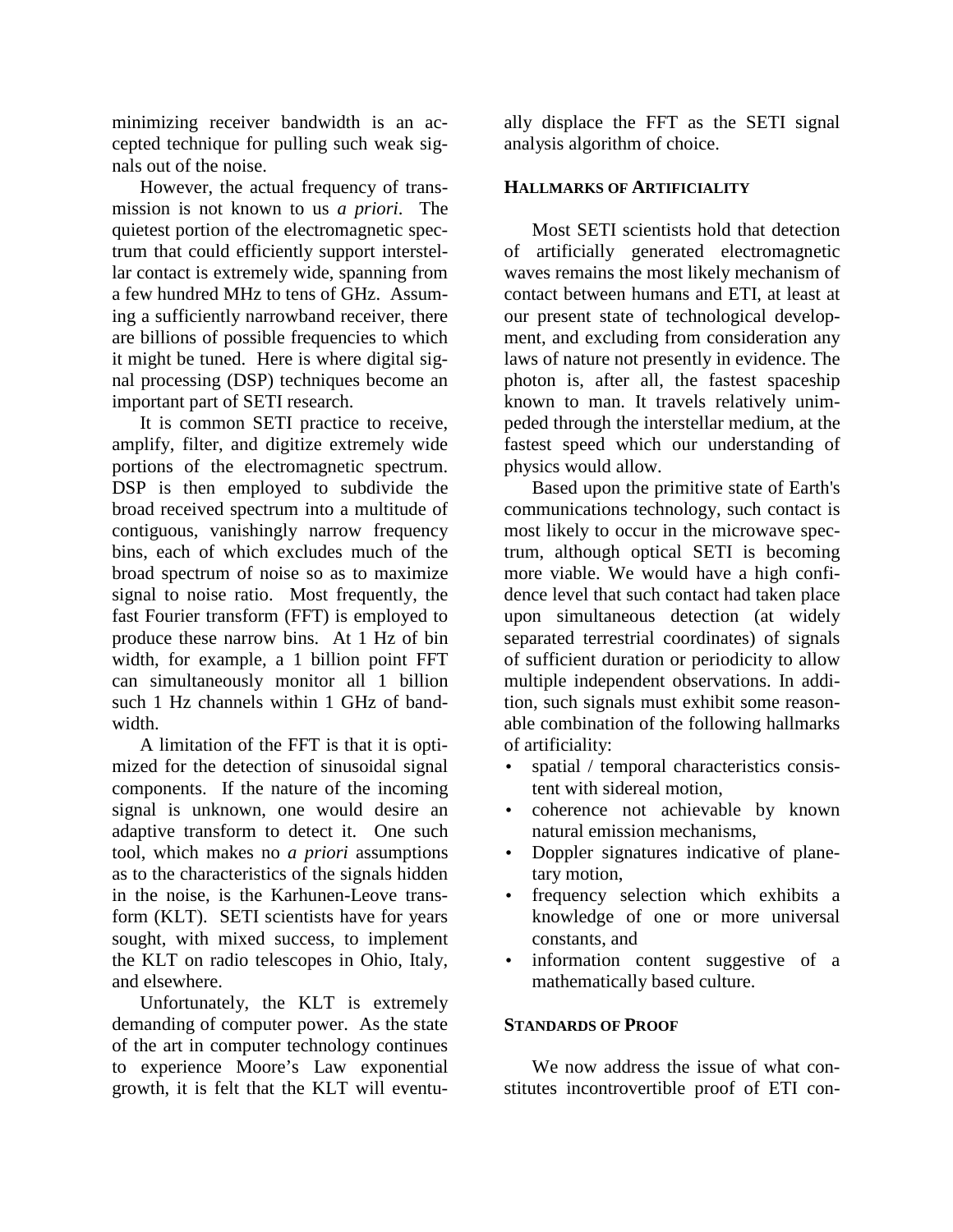minimizing receiver bandwidth is an accepted technique for pulling such weak signals out of the noise.

However, the actual frequency of transmission is not known to us *a priori*. The quietest portion of the electromagnetic spectrum that could efficiently support interstellar contact is extremely wide, spanning from a few hundred MHz to tens of GHz. Assuming a sufficiently narrowband receiver, there are billions of possible frequencies to which it might be tuned. Here is where digital signal processing (DSP) techniques become an important part of SETI research.

It is common SETI practice to receive, amplify, filter, and digitize extremely wide portions of the electromagnetic spectrum. DSP is then employed to subdivide the broad received spectrum into a multitude of contiguous, vanishingly narrow frequency bins, each of which excludes much of the broad spectrum of noise so as to maximize signal to noise ratio. Most frequently, the fast Fourier transform (FFT) is employed to produce these narrow bins. At 1 Hz of bin width, for example, a 1 billion point FFT can simultaneously monitor all 1 billion such 1 Hz channels within 1 GHz of bandwidth.

A limitation of the FFT is that it is optimized for the detection of sinusoidal signal components. If the nature of the incoming signal is unknown, one would desire an adaptive transform to detect it. One such tool, which makes no *a priori* assumptions as to the characteristics of the signals hidden in the noise, is the Karhunen-Leove transform (KLT). SETI scientists have for years sought, with mixed success, to implement the KLT on radio telescopes in Ohio, Italy, and elsewhere.

Unfortunately, the KLT is extremely demanding of computer power. As the state of the art in computer technology continues to experience Moore's Law exponential growth, it is felt that the KLT will eventually displace the FFT as the SETI signal analysis algorithm of choice.

## HALLMARKS OF ARTIFICIALITY

Most SETI scientists hold that detection of artificially generated electromagnetic waves remains the most likely mechanism of contact between humans and ETI, at least at our present state of technological development, and excluding from consideration any laws of nature not presently in evidence. The photon is, after all, the fastest spaceship known to man. It travels relatively unimpeded through the interstellar medium, at the fastest speed which our understanding of physics would allow.

Based upon the primitive state of Earth's communications technology, such contact is most likely to occur in the microwave spectrum, although optical SETI is becoming more viable. We would have a high confidence level that such contact had taken place upon simultaneous detection (at widely separated terrestrial coordinates) of signals of sufficient duration or periodicity to allow multiple independent observations. In addition, such signals must exhibit some reasonable combination of the following hallmarks of artificiality:

- spatial / temporal characteristics consistent with sidereal motion,
- coherence not achievable by known natural emission mechanisms,
- Doppler signatures indicative of planetary motion,
- frequency selection which exhibits a knowledge of one or more universal constants, and
- information content suggestive of a mathematically based culture.

## STANDARDS OF PROOF

We now address the issue of what constitutes incontrovertible proof of ETI con-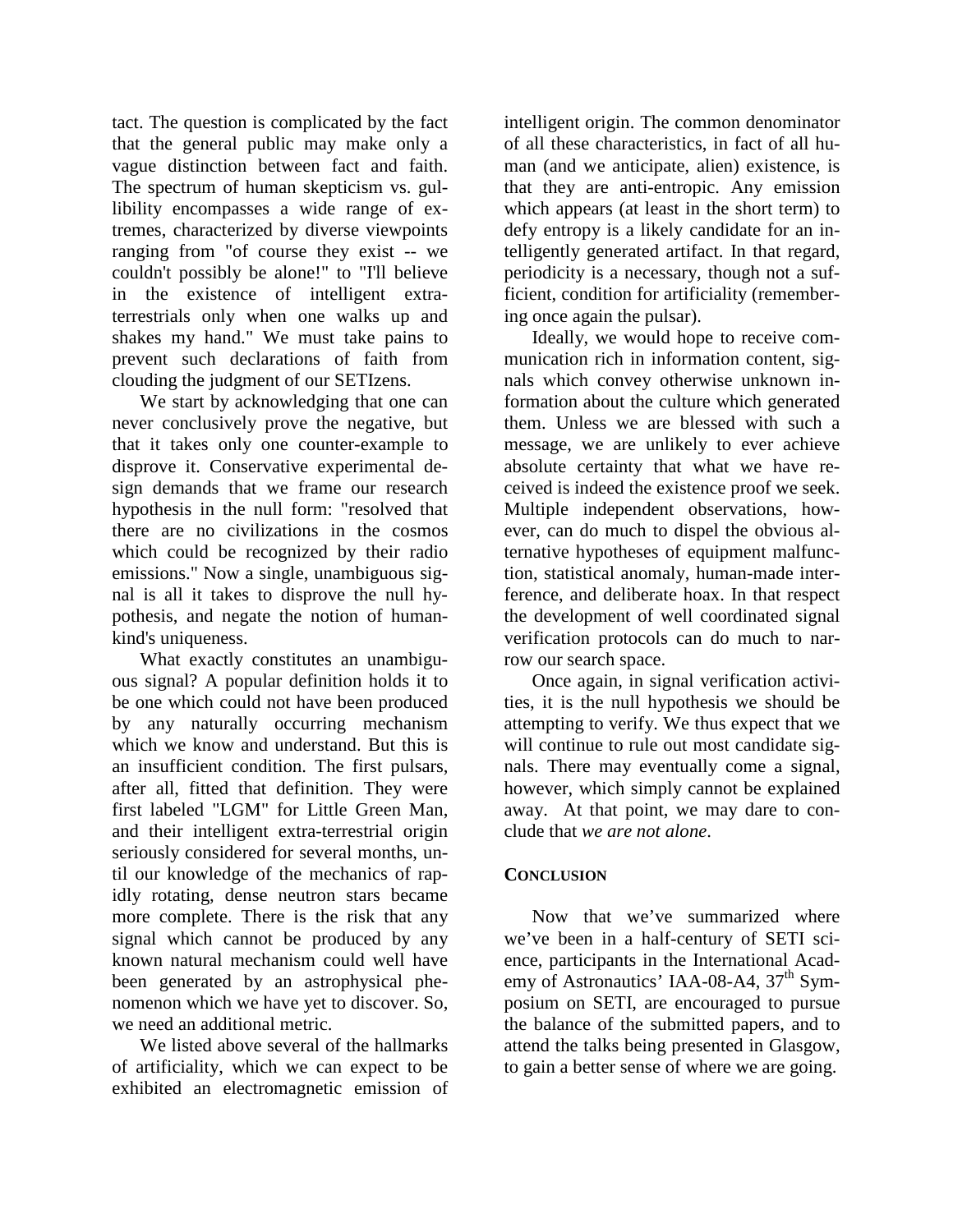tact. The question is complicated by the fact that the general public may make only a vague distinction between fact and faith. The spectrum of human skepticism vs. gullibility encompasses a wide range of extremes, characterized by diverse viewpoints ranging from "of course they exist -- we couldn't possibly be alone!" to "I'll believe in the existence of intelligent extra-terrestrials only when one walks up and shakes my hand." We must take pains to prevent such declarations of faith from clouding the judgment of our SETIzens.

We start by acknowledging that one can never conclusively prove the negative, but that it takes only one counter-example to disprove it. Conservative experimental design demands that we frame our research hypothesis in the null form: "resolved that there are no civilizations in the cosmos which could be recognized by their radio emissions." Now a single, unambiguous signal is all it takes to disprove the null hypothesis, and negate the notion of humankind's uniqueness.

What exactly constitutes an unambiguous signal? A popular definition holds it to be one which could not have been produced by any naturally occurring mechanism which we know and understand. But this is an insufficient condition. The first pulsars, after all, fitted that definition. They were first labeled "LGM" for Little Green Man, and their intelligent extra-terrestrial origin seriously considered for several months, until our knowledge of the mechanics of rapidly rotating, dense neutron stars became more complete. There is the risk that any signal which cannot be produced by any known natural mechanism could well have been generated by an astrophysical phenomenon which we have yet to discover. So, we need an additional metric.

We listed above several of the hallmarks of artificiality, which we can expect to be exhibited an electromagnetic emission of intelligent origin. The common denominator of all these characteristics, in fact of all human (and we anticipate, alien) existence, is that they are anti-entropic. Any emission which appears (at least in the short term) to defy entropy is a likely candidate for an intelligently generated artifact. In that regard, periodicity is a necessary, though not a sufficient, condition for artificiality (remembering once again the pulsar).

Ideally, we would hope to receive communication rich in information content, signals which convey otherwise unknown information about the culture which generated them. Unless we are blessed with such a message, we are unlikely to ever achieve absolute certainty that what we have received is indeed the existence proof we seek. Multiple independent observations, however, can do much to dispel the obvious alternative hypotheses of equipment malfunction, statistical anomaly, human-made interference, and deliberate hoax. In that respect the development of well coordinated signal verification protocols can do much to narrow our search space.

Once again, in signal verification activities, it is the null hypothesis we should be attempting to verify. We thus expect that we will continue to rule out most candidate signals. There may eventually come a signal, however, which simply cannot be explained away. At that point, we may dare to conclude that *we are not alone.*

## CONCLUSION

Now that we've summarized where we've been in a half-century of SETI science, participants in the International Academy of Astronautics' IAA-08-A4, 37th Symposium on SETI, are encouraged to pursue the balance of the submitted papers, and to attend the talks being presented in Glasgow, to gain a better sense of where we are going.